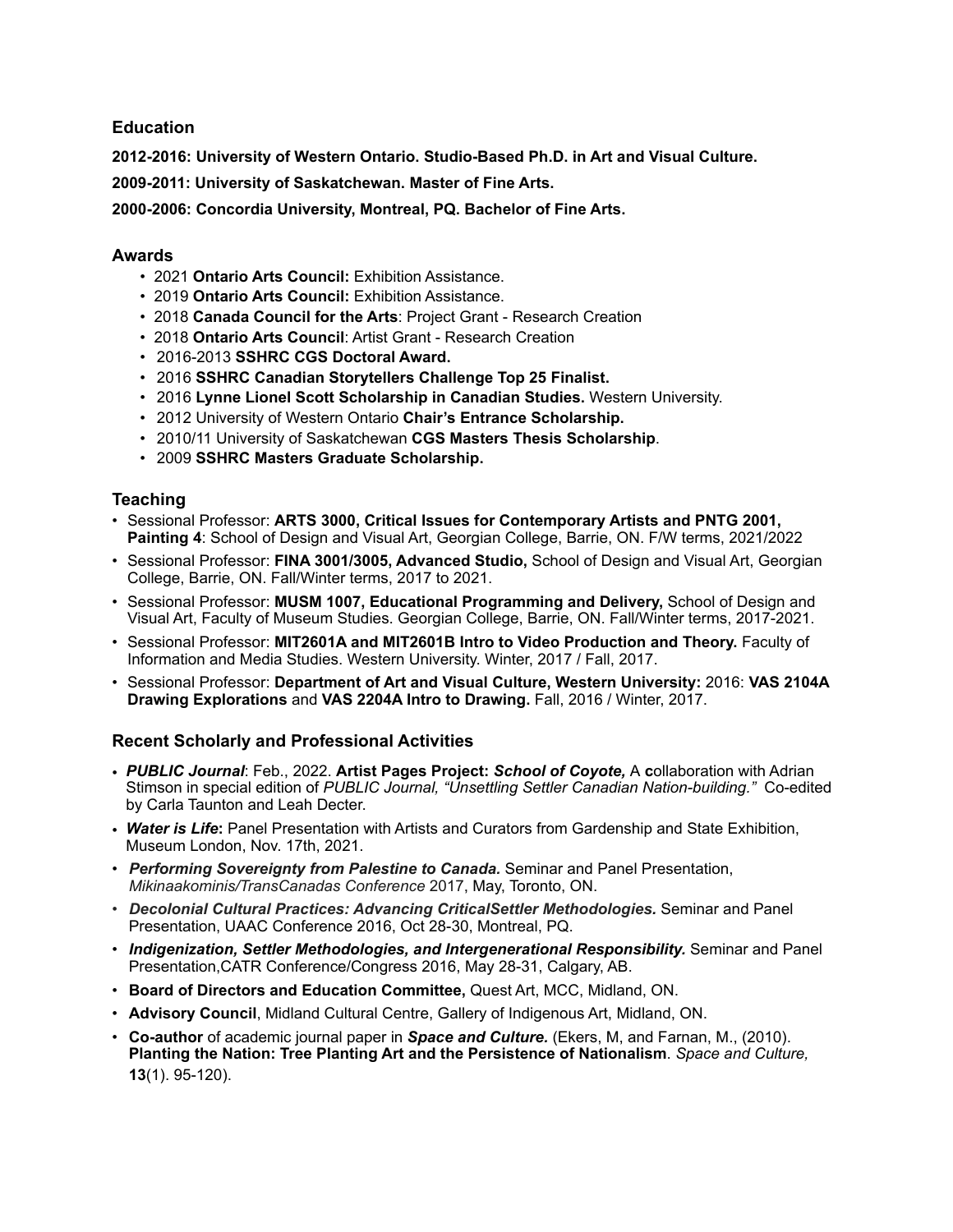## Education

**2012-2016: University of Western Ontario. Studio-Based Ph.D. in Art and Visual Culture.**

**2009-2011: University of Saskatchewan. Master of Fine Arts.**

**2000-2006: Concordia University, Montreal, PQ. Bachelor of Fine Arts.**

## Awards

- 2021 **Ontario Arts Council:** Exhibition Assistance.
- 2019 **Ontario Arts Council:** Exhibition Assistance.
- 2018 **Canada Council for the Arts**: Project Grant - Research Creation
- 2018 **Ontario Arts Council**: Artist Grant - Research Creation
- 2016-2013 **SSHRC CGS Doctoral Award.**
- 2016 **SSHRC Canadian Storytellers Challenge Top 25 Finalist.**
- 2016 **Lynne Lionel Scott Scholarship in Canadian Studies.** Western University.
- 2012 University of Western Ontario **Chair's Entrance Scholarship.**
- 2010/11 University of Saskatchewan **CGS Masters Thesis Scholarship**.
- 2009 **SSHRC Masters Graduate Scholarship.**

## Teaching

- Sessional Professor: **ARTS 3000, Critical Issues for Contemporary Artists and PNTG 2001, Painting 4**: School of Design and Visual Art, Georgian College, Barrie, ON. F/W terms, 2021/2022
- Sessional Professor: **FINA 3001/3005, Advanced Studio,** School of Design and Visual Art, Georgian College, Barrie, ON. Fall/Winter terms, 2017 to 2021.
- Sessional Professor: **MUSM 1007, Educational Programming and Delivery,** School of Design and Visual Art, Faculty of Museum Studies. Georgian College, Barrie, ON. Fall/Winter terms, 2017-2021.
- Sessional Professor: **MIT2601A and MIT2601B Intro to Video Production and Theory.** Faculty of Information and Media Studies. Western University. Winter, 2017 / Fall, 2017.
- Sessional Professor: **Department of Art and Visual Culture, Western University:** 2016: **VAS 2104A Drawing Explorations** and **VAS 2204A Intro to Drawing.** Fall, 2016 / Winter, 2017.

## Recent Scholarly and Professional Activities

- ***PUBLIC Journal***: Feb., 2022. **Artist Pages Project:** ***School of Coyote,*** A **c**ollaboration with Adrian Stimson in special edition of *PUBLIC Journal, "Unsettling Settler Canadian Nation-building."* Co-edited by Carla Taunton and Leah Decter.
- ***Water is Life*****:** Panel Presentation with Artists and Curators from Gardenship and State Exhibition, Museum London, Nov. 17th, 2021.
- ***Performing Sovereignty from Palestine to Canada.*** Seminar and Panel Presentation, *Mikinaakominis/TransCanadas Conference* 2017, May, Toronto, ON.
- ***Decolonial Cultural Practices: Advancing CriticalSettler Methodologies.*** Seminar and Panel Presentation, UAAC Conference 2016, Oct 28-30, Montreal, PQ.
- ***Indigenization, Settler Methodologies, and Intergenerational Responsibility.*** Seminar and Panel Presentation,CATR Conference/Congress 2016, May 28-31, Calgary, AB.
- **Board of Directors and Education Committee,** Quest Art, MCC, Midland, ON.
- **Advisory Council**, Midland Cultural Centre, Gallery of Indigenous Art, Midland, ON.
- **Co-author** of academic journal paper in ***Space and Culture.*** (Ekers, M, and Farnan, M., (2010). **Planting the Nation: Tree Planting Art and the Persistence of Nationalism**. *Space and Culture,* **13**(1). 95-120).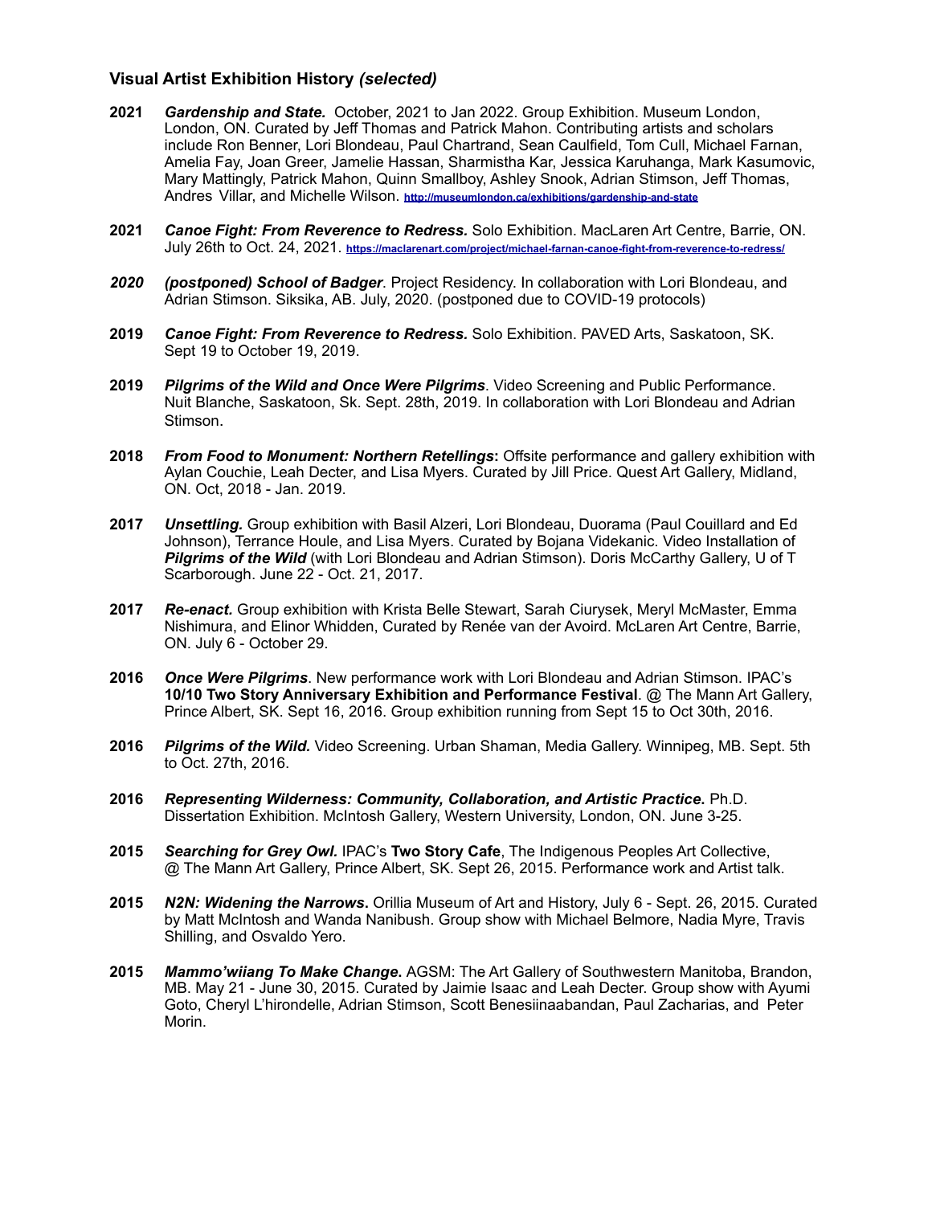### Visual Artist Exhibition History *(selected)*

**2021** ***Gardenship and State.*** October, 2021 to Jan 2022. Group Exhibition. Museum London, London, ON. Curated by Jeff Thomas and Patrick Mahon. Contributing artists and scholars include Ron Benner, Lori Blondeau, Paul Chartrand, Sean Caulfield, Tom Cull, Michael Farnan, Amelia Fay, Joan Greer, Jamelie Hassan, Sharmistha Kar, Jessica Karuhanga, Mark Kasumovic, Mary Mattingly, Patrick Mahon, Quinn Smallboy, Ashley Snook, Adrian Stimson, Jeff Thomas, Andres Villar, and Michelle Wilson. http://museumlondon.ca/exhibitions/gardenship-and-state

**2021** ***Canoe Fight: From Reverence to Redress.*** Solo Exhibition. MacLaren Art Centre, Barrie, ON. July 26th to Oct. 24, 2021. https://maclarenart.com/project/michael-farnan-canoe-fight-from-reverence-to-redress/

***2020*** ***(postponed) School of Badger*.** Project Residency. In collaboration with Lori Blondeau, and Adrian Stimson. Siksika, AB. July, 2020. (postponed due to COVID-19 protocols)

**2019** ***Canoe Fight: From Reverence to Redress.*** Solo Exhibition. PAVED Arts, Saskatoon, SK. Sept 19 to October 19, 2019.

**2019** ***Pilgrims of the Wild and Once Were Pilgrims*.** Video Screening and Public Performance. Nuit Blanche, Saskatoon, Sk. Sept. 28th, 2019. In collaboration with Lori Blondeau and Adrian Stimson.

**2018** ***From Food to Monument: Northern Retellings*:** Offsite performance and gallery exhibition with Aylan Couchie, Leah Decter, and Lisa Myers. Curated by Jill Price. Quest Art Gallery, Midland, ON. Oct, 2018 - Jan. 2019.

**2017** ***Unsettling.*** Group exhibition with Basil Alzeri, Lori Blondeau, Duorama (Paul Couillard and Ed Johnson), Terrance Houle, and Lisa Myers. Curated by Bojana Videkanic. Video Installation of ***Pilgrims of the Wild*** (with Lori Blondeau and Adrian Stimson). Doris McCarthy Gallery, U of T Scarborough. June 22 - Oct. 21, 2017.

**2017** ***Re-enact.*** Group exhibition with Krista Belle Stewart, Sarah Ciurysek, Meryl McMaster, Emma Nishimura, and Elinor Whidden, Curated by Renée van der Avoird. McLaren Art Centre, Barrie, ON. July 6 - October 29.

**2016** ***Once Were Pilgrims*.** New performance work with Lori Blondeau and Adrian Stimson. IPAC's **10/10 Two Story Anniversary Exhibition and Performance Festival**. @ The Mann Art Gallery, Prince Albert, SK. Sept 16, 2016. Group exhibition running from Sept 15 to Oct 30th, 2016.

**2016** ***Pilgrims of the Wild.*** Video Screening. Urban Shaman, Media Gallery. Winnipeg, MB. Sept. 5th to Oct. 27th, 2016.

**2016** ***Representing Wilderness: Community, Collaboration, and Artistic Practice*.** Ph.D. Dissertation Exhibition. McIntosh Gallery, Western University, London, ON. June 3-25.

**2015** ***Searching for Grey Owl.*** IPAC's **Two Story Cafe**, The Indigenous Peoples Art Collective, @ The Mann Art Gallery, Prince Albert, SK. Sept 26, 2015. Performance work and Artist talk.

**2015** ***N2N: Widening the Narrows*.** Orillia Museum of Art and History, July 6 - Sept. 26, 2015. Curated by Matt McIntosh and Wanda Nanibush. Group show with Michael Belmore, Nadia Myre, Travis Shilling, and Osvaldo Yero.

**2015** ***Mammo'wiiang To Make Change*.** AGSM: The Art Gallery of Southwestern Manitoba, Brandon, MB. May 21 - June 30, 2015. Curated by Jaimie Isaac and Leah Decter. Group show with Ayumi Goto, Cheryl L'hirondelle, Adrian Stimson, Scott Benesiinaabandan, Paul Zacharias, and Peter Morin.